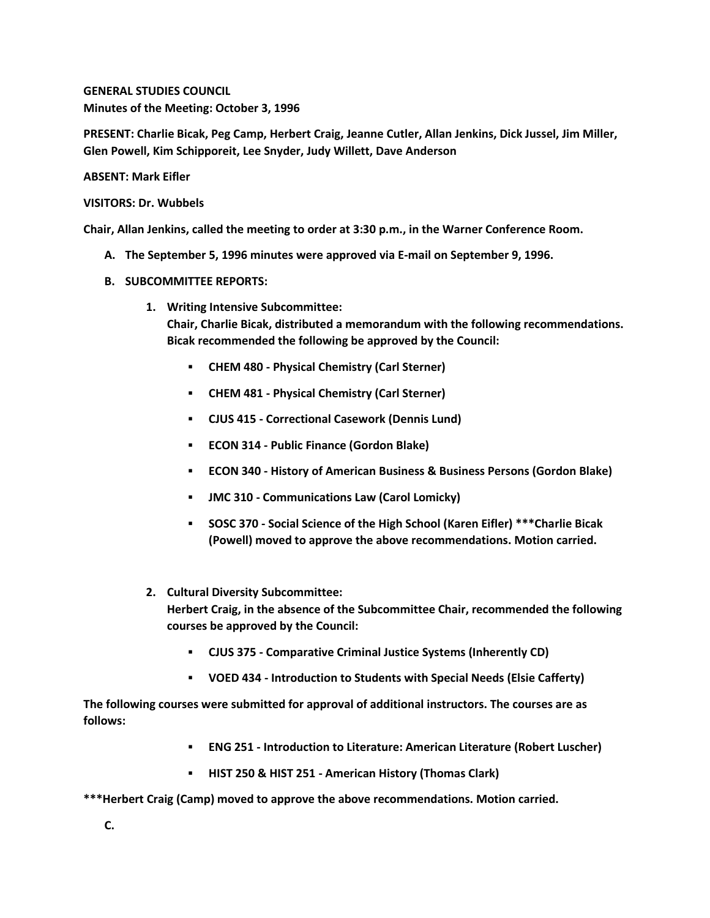**GENERAL STUDIES COUNCIL**
**Minutes of the Meeting: October 3, 1996**

**PRESENT: Charlie Bicak, Peg Camp, Herbert Craig, Jeanne Cutler, Allan Jenkins, Dick Jussel, Jim Miller, Glen Powell, Kim Schipporeit, Lee Snyder, Judy Willett, Dave Anderson**

**ABSENT: Mark Eifler**

**VISITORS: Dr. Wubbels**

**Chair, Allan Jenkins, called the meeting to order at 3:30 p.m., in the Warner Conference Room.**

A. **The September 5, 1996 minutes were approved via E-mail on September 9, 1996.**

B. **SUBCOMMITTEE REPORTS:**

   1. **Writing Intensive Subcommittee:**
      **Chair, Charlie Bicak, distributed a memorandum with the following recommendations. Bicak recommended the following be approved by the Council:**

      - **CHEM 480 - Physical Chemistry (Carl Sterner)**
      - **CHEM 481 - Physical Chemistry (Carl Sterner)**
      - **CJUS 415 - Correctional Casework (Dennis Lund)**
      - **ECON 314 - Public Finance (Gordon Blake)**
      - **ECON 340 - History of American Business & Business Persons (Gordon Blake)**
      - **JMC 310 - Communications Law (Carol Lomicky)**
      - **SOSC 370 - Social Science of the High School (Karen Eifler) \*\*\*Charlie Bicak (Powell) moved to approve the above recommendations. Motion carried.**

   2. **Cultural Diversity Subcommittee:**
      **Herbert Craig, in the absence of the Subcommittee Chair, recommended the following courses be approved by the Council:**

      - **CJUS 375 - Comparative Criminal Justice Systems (Inherently CD)**
      - **VOED 434 - Introduction to Students with Special Needs (Elsie Cafferty)**

**The following courses were submitted for approval of additional instructors. The courses are as follows:**

- **ENG 251 - Introduction to Literature: American Literature (Robert Luscher)**
- **HIST 250 & HIST 251 - American History (Thomas Clark)**

**\*\*\*Herbert Craig (Camp) moved to approve the above recommendations. Motion carried.**

C.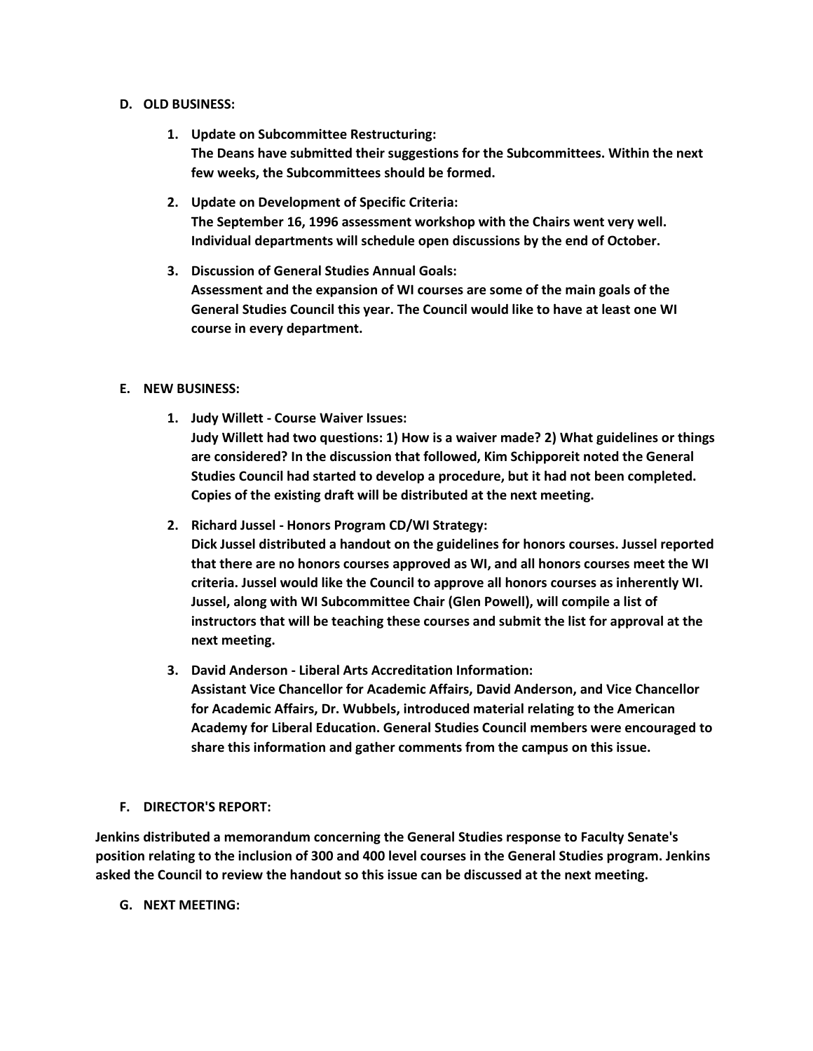## D. OLD BUSINESS:

1. **Update on Subcommittee Restructuring:**
   **The Deans have submitted their suggestions for the Subcommittees. Within the next few weeks, the Subcommittees should be formed.**

2. **Update on Development of Specific Criteria:**
   **The September 16, 1996 assessment workshop with the Chairs went very well. Individual departments will schedule open discussions by the end of October.**

3. **Discussion of General Studies Annual Goals:**
   **Assessment and the expansion of WI courses are some of the main goals of the General Studies Council this year. The Council would like to have at least one WI course in every department.**

## E. NEW BUSINESS:

1. **Judy Willett - Course Waiver Issues:**
   **Judy Willett had two questions: 1) How is a waiver made? 2) What guidelines or things are considered? In the discussion that followed, Kim Schipporeit noted the General Studies Council had started to develop a procedure, but it had not been completed. Copies of the existing draft will be distributed at the next meeting.**

2. **Richard Jussel - Honors Program CD/WI Strategy:**
   **Dick Jussel distributed a handout on the guidelines for honors courses. Jussel reported that there are no honors courses approved as WI, and all honors courses meet the WI criteria. Jussel would like the Council to approve all honors courses as inherently WI. Jussel, along with WI Subcommittee Chair (Glen Powell), will compile a list of instructors that will be teaching these courses and submit the list for approval at the next meeting.**

3. **David Anderson - Liberal Arts Accreditation Information:**
   **Assistant Vice Chancellor for Academic Affairs, David Anderson, and Vice Chancellor for Academic Affairs, Dr. Wubbels, introduced material relating to the American Academy for Liberal Education. General Studies Council members were encouraged to share this information and gather comments from the campus on this issue.**

## F. DIRECTOR'S REPORT:

**Jenkins distributed a memorandum concerning the General Studies response to Faculty Senate's position relating to the inclusion of 300 and 400 level courses in the General Studies program. Jenkins asked the Council to review the handout so this issue can be discussed at the next meeting.**

## G. NEXT MEETING: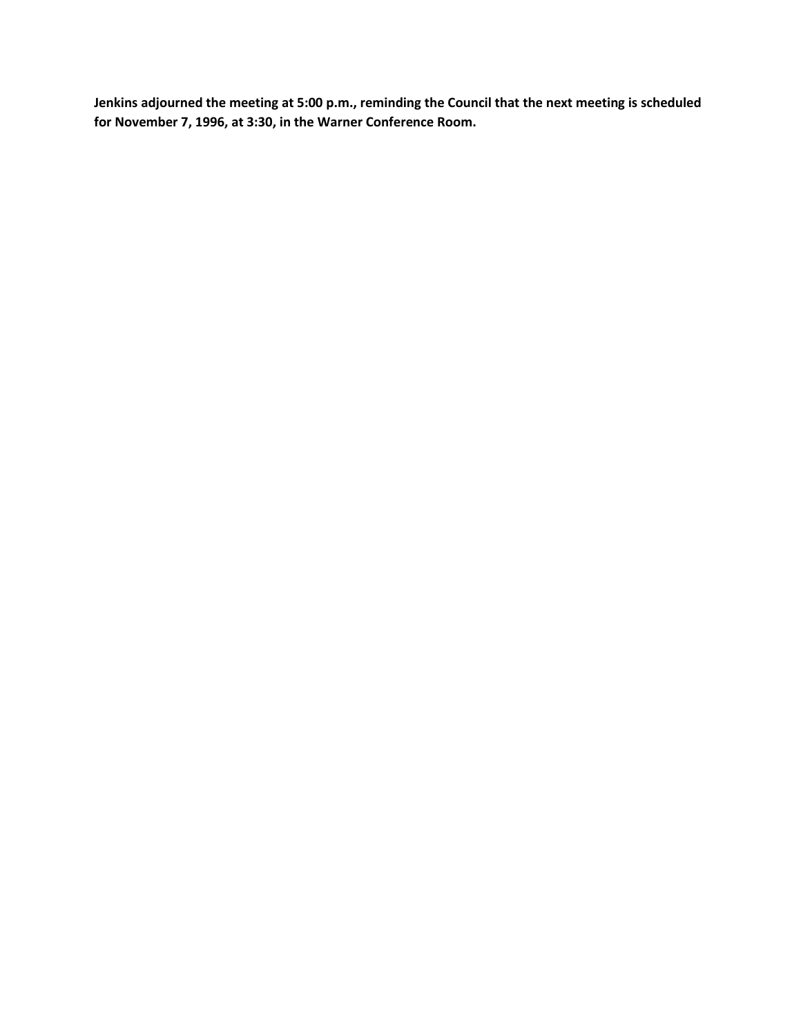**Jenkins adjourned the meeting at 5:00 p.m., reminding the Council that the next meeting is scheduled for November 7, 1996, at 3:30, in the Warner Conference Room.**